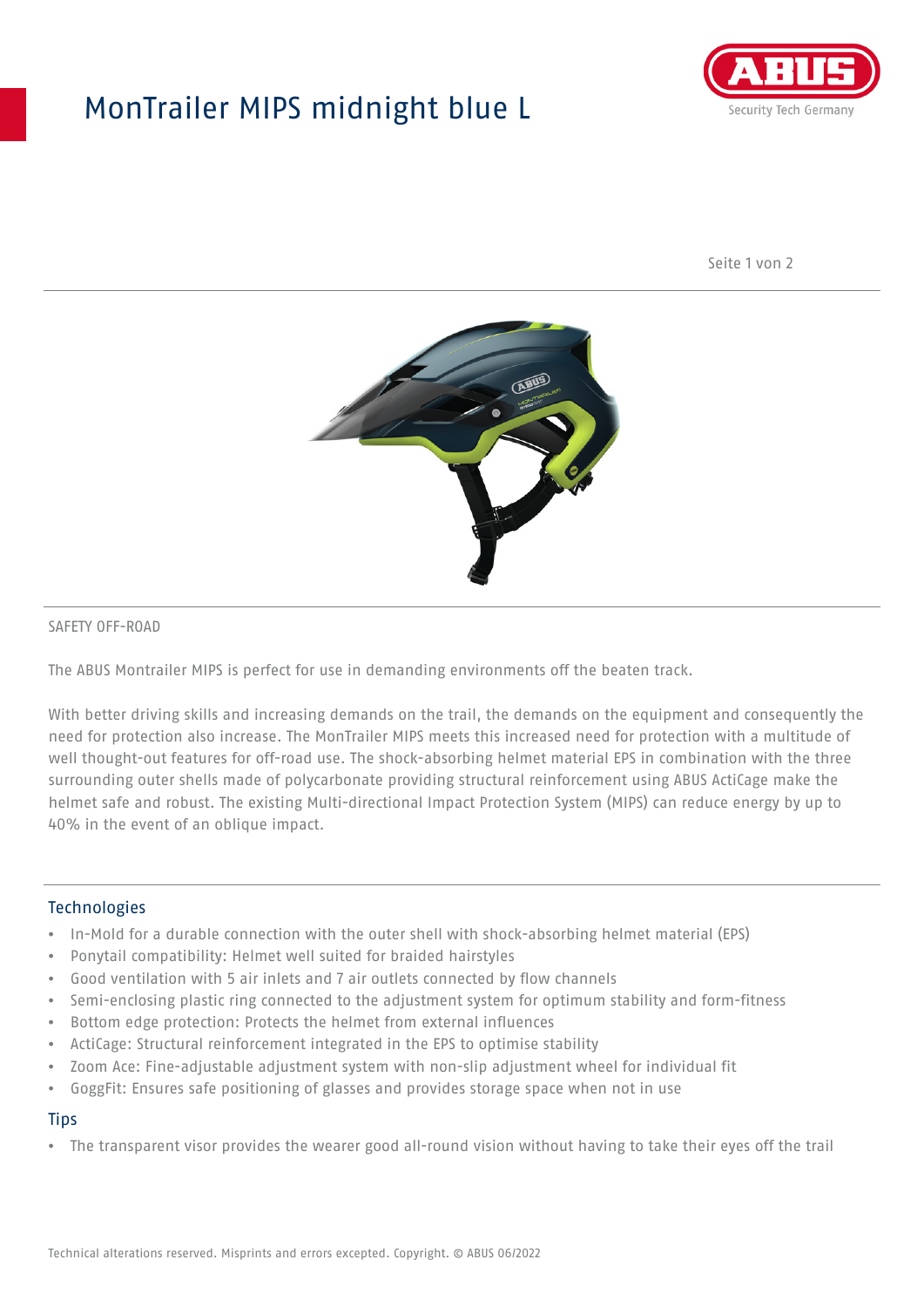# MonTrailer MIPS midnight blue L

SAFETY OFF-ROAD

The ABUS Montrailer MIPS is perfect for use in demanding environments off the beaten track.

With better driving skills and increasing demands on the trail, the demands on the equipment and consequently the need for protection also increase. The MonTrailer MIPS meets this increased need for protection with a multitude of well thought-out features for off-road use. The shock-absorbing helmet material EPS in combination with the three surrounding outer shells made of polycarbonate providing structural reinforcement using ABUS ActiCage make the helmet safe and robust. The existing Multi-directional Impact Protection System (MIPS) can reduce energy by up to 40% in the event of an oblique impact.

## Technologies

- In-Mold for a durable connection with the outer shell with shock-absorbing helmet material (EPS)
- Ponytail compatibility: Helmet well suited for braided hairstyles
- Good ventilation with 5 air inlets and 7 air outlets connected by flow channels
- Semi-enclosing plastic ring connected to the adjustment system for optimum stability and form-fitness
- Bottom edge protection: Protects the helmet from external influences
- ActiCage: Structural reinforcement integrated in the EPS to optimise stability
- Zoom Ace: Fine-adjustable adjustment system with non-slip adjustment wheel for individual fit
- GoggFit: Ensures safe positioning of glasses and provides storage space when not in use

## Tips

- The transparent visor provides the wearer good all-round vision without having to take their eyes off the trail

Technical alterations reserved. Misprints and errors excepted. Copyright. © ABUS 06/2022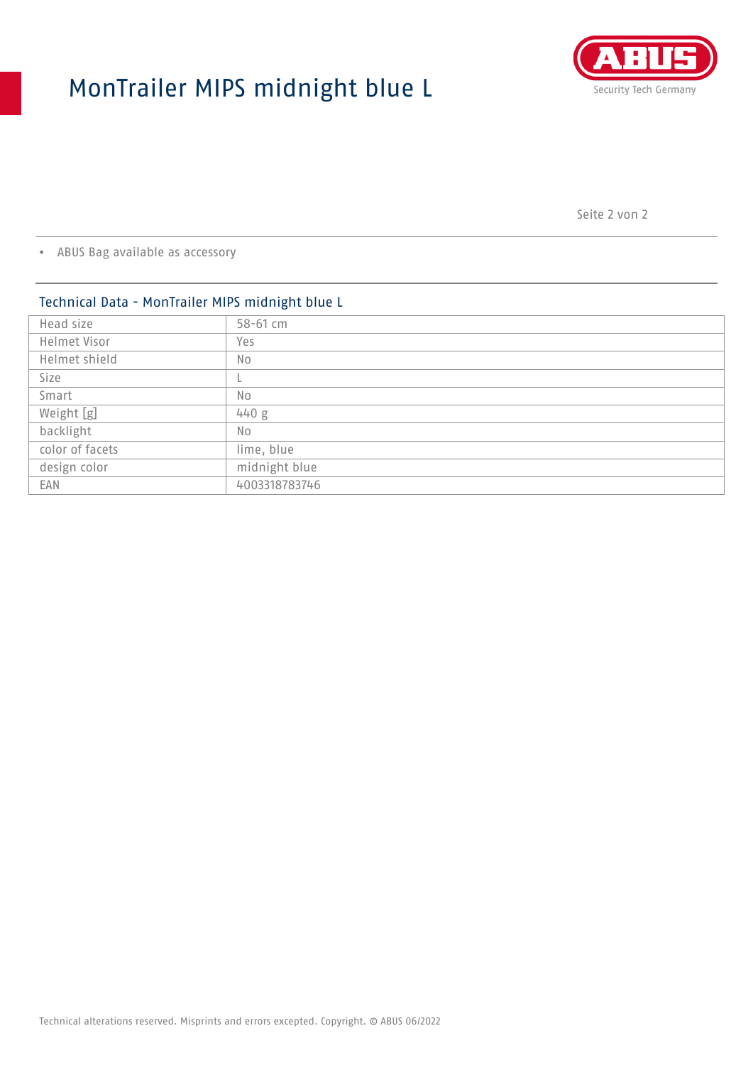# MonTrailer MIPS midnight blue L

- ABUS Bag available as accessory

## Technical Data - MonTrailer MIPS midnight blue L

| | |
|---|---|
| Head size | 58-61 cm |
| Helmet Visor | Yes |
| Helmet shield | No |
| Size | L |
| Smart | No |
| Weight [g] | 440 g |
| backlight | No |
| color of facets | lime, blue |
| design color | midnight blue |
| EAN | 4003318783746 |

Technical alterations reserved. Misprints and errors excepted. Copyright. © ABUS 06/2022